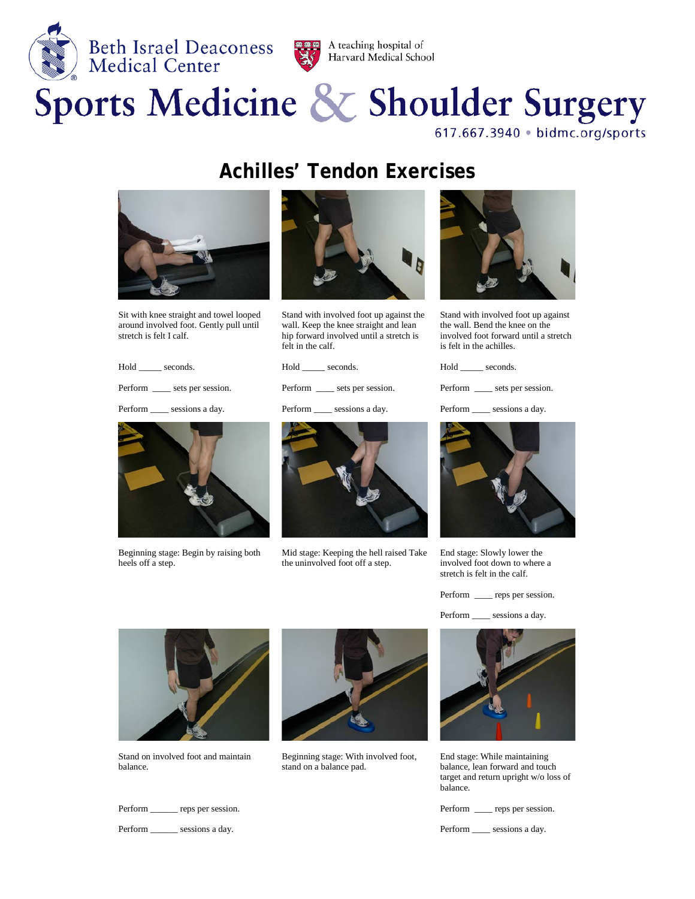Beth Israel Deaconess Medical Center

A teaching hospital of Harvard Medical School

# Sports Medicine & Shoulder Surgery

617.667.3940 • bidmc.org/sports

## Achilles' Tendon Exercises

Sit with knee straight and towel looped around involved foot. Gently pull until stretch is felt I calf.

Hold _____ seconds.

Perform ____ sets per session.

Perform ____ sessions a day.

Stand with involved foot up against the wall. Keep the knee straight and lean hip forward involved until a stretch is felt in the calf.

Hold _____ seconds.

Perform ____ sets per session.

Perform ____ sessions a day.

Stand with involved foot up against the wall. Bend the knee on the involved foot forward until a stretch is felt in the achilles.

Hold _____ seconds.

Perform ____ sets per session.

Perform ____ sessions a day.

Beginning stage: Begin by raising both heels off a step.

Mid stage: Keeping the hell raised Take the uninvolved foot off a step.

End stage: Slowly lower the involved foot down to where a stretch is felt in the calf.

Perform ____ reps per session.

Perform ____ sessions a day.

Stand on involved foot and maintain balance.

Perform ______ reps per session.

Perform ______ sessions a day.

Beginning stage: With involved foot, stand on a balance pad.

End stage: While maintaining balance, lean forward and touch target and return upright w/o loss of balance.

Perform ____ reps per session.

Perform ____ sessions a day.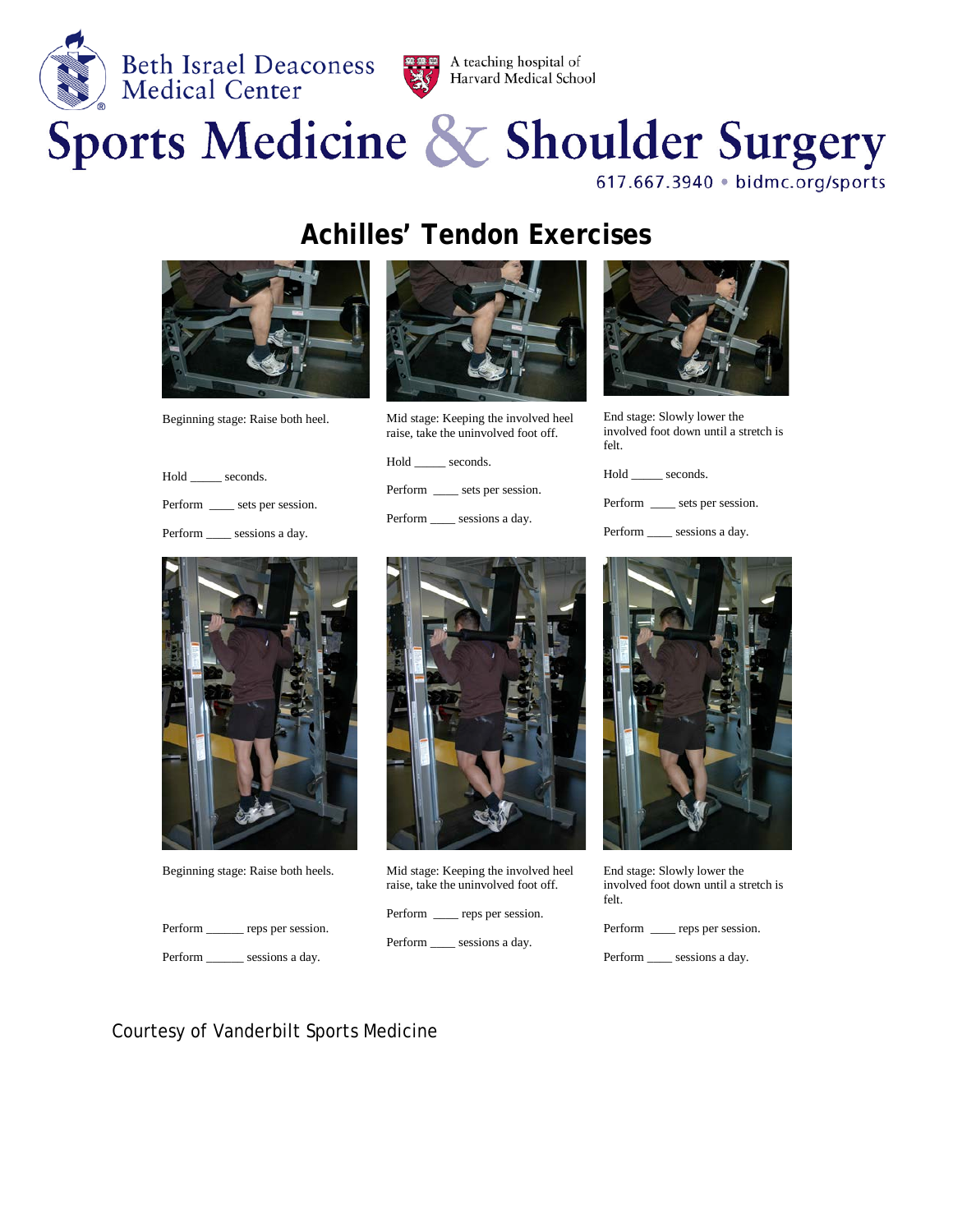Beth Israel Deaconess Medical Center

A teaching hospital of Harvard Medical School

# Sports Medicine & Shoulder Surgery

617.667.3940 • bidmc.org/sports

## Achilles' Tendon Exercises

Beginning stage: Raise both heel.

Hold _____ seconds.

Perform ____ sets per session.

Perform ____ sessions a day.

Mid stage: Keeping the involved heel raise, take the uninvolved foot off.

Hold _____ seconds.

Perform ____ sets per session.

Perform ____ sessions a day.

End stage: Slowly lower the involved foot down until a stretch is felt.

Hold _____ seconds.

Perform ____ sets per session.

Perform ____ sessions a day.

Beginning stage: Raise both heels.

Perform ______ reps per session.

Perform ______ sessions a day.

Mid stage: Keeping the involved heel raise, take the uninvolved foot off.

Perform ____ reps per session.

Perform ____ sessions a day.

End stage: Slowly lower the involved foot down until a stretch is felt.

Perform ____ reps per session.

Perform ____ sessions a day.

Courtesy of Vanderbilt Sports Medicine